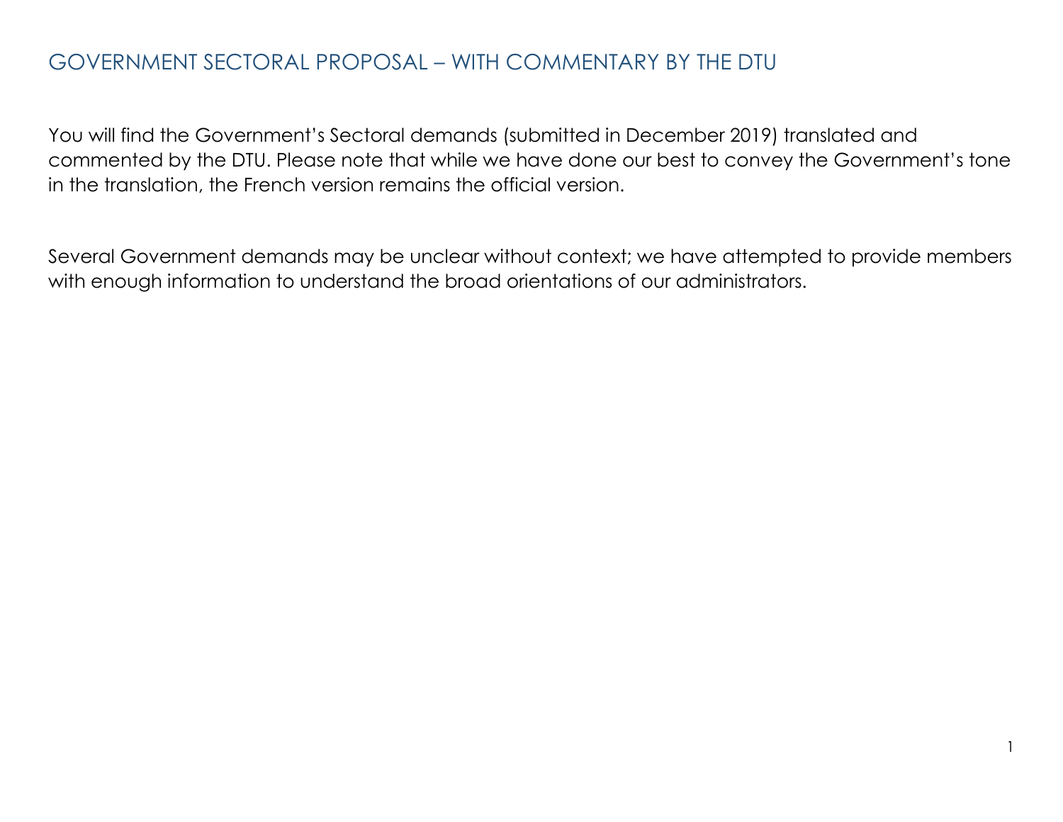# GOVERNMENT SECTORAL PROPOSAL – WITH COMMENTARY BY THE DTU

You will find the Government's Sectoral demands (submitted in December 2019) translated and commented by the DTU. Please note that while we have done our best to convey the Government's tone in the translation, the French version remains the official version.

Several Government demands may be unclear without context; we have attempted to provide members with enough information to understand the broad orientations of our administrators.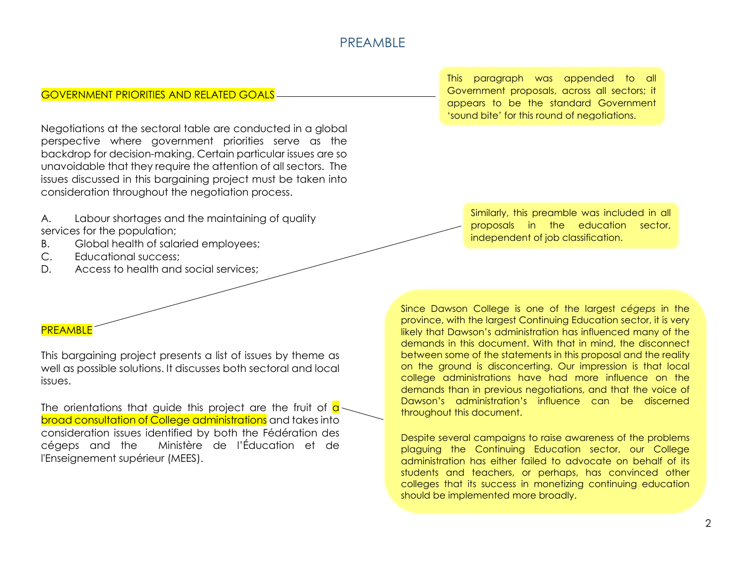# PREAMBLE

GOVERNMENT PRIORITIES AND RELATED GOALS

> This paragraph was appended to all Government proposals, across all sectors; it appears to be the standard Government 'sound bite' for this round of negotiations.

Negotiations at the sectoral table are conducted in a global perspective where government priorities serve as the backdrop for decision-making. Certain particular issues are so unavoidable that they require the attention of all sectors. The issues discussed in this bargaining project must be taken into consideration throughout the negotiation process.

A. Labour shortages and the maintaining of quality services for the population;
B. Global health of salaried employees;
C. Educational success;
D. Access to health and social services;

PREAMBLE

> Similarly, this preamble was included in all proposals in the education sector, independent of job classification.

This bargaining project presents a list of issues by theme as well as possible solutions. It discusses both sectoral and local issues.

The orientations that guide this project are the fruit of a broad consultation of College administrations and takes into consideration issues identified by both the Fédération des cégeps and the Ministère de l'Éducation et de l'Enseignement supérieur (MEES).

> Since Dawson College is one of the largest *cégeps* in the province, with the largest Continuing Education sector, it is very likely that Dawson's administration has influenced many of the demands in this document. With that in mind, the disconnect between some of the statements in this proposal and the reality on the ground is disconcerting. Our impression is that local college administrations have had more influence on the demands than in previous negotiations, and that the voice of Dawson's administration's influence can be discerned throughout this document.
>
> Despite several campaigns to raise awareness of the problems plaguing the Continuing Education sector, our College administration has either failed to advocate on behalf of its students and teachers, or perhaps, has convinced other colleges that its success in monetizing continuing education should be implemented more broadly.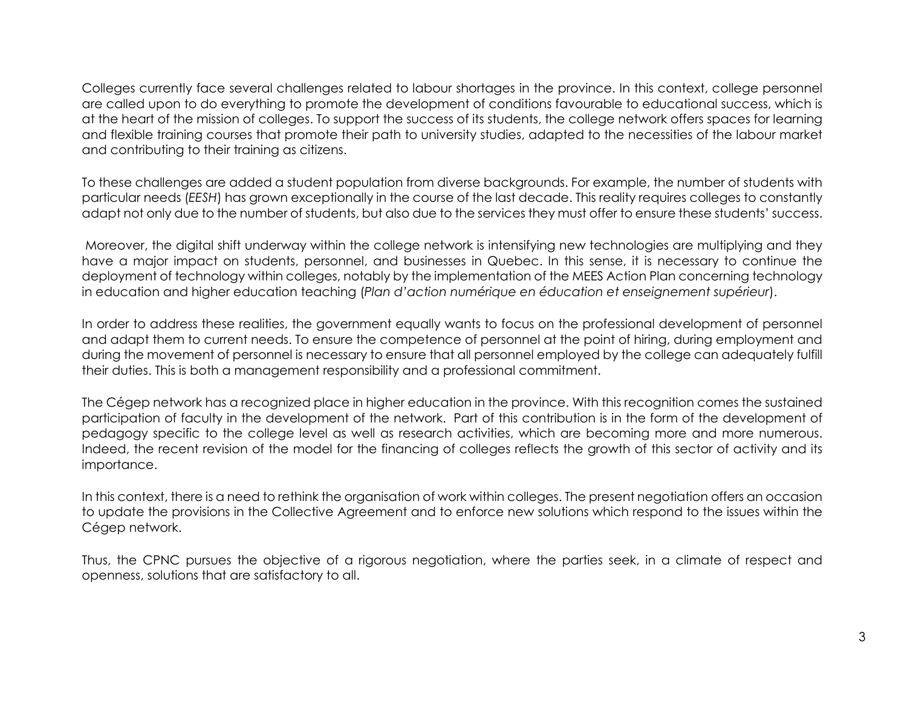Colleges currently face several challenges related to labour shortages in the province. In this context, college personnel are called upon to do everything to promote the development of conditions favourable to educational success, which is at the heart of the mission of colleges. To support the success of its students, the college network offers spaces for learning and flexible training courses that promote their path to university studies, adapted to the necessities of the labour market and contributing to their training as citizens.

To these challenges are added a student population from diverse backgrounds. For example, the number of students with particular needs (*EESH*) has grown exceptionally in the course of the last decade. This reality requires colleges to constantly adapt not only due to the number of students, but also due to the services they must offer to ensure these students' success.

Moreover, the digital shift underway within the college network is intensifying new technologies are multiplying and they have a major impact on students, personnel, and businesses in Quebec. In this sense, it is necessary to continue the deployment of technology within colleges, notably by the implementation of the MEES Action Plan concerning technology in education and higher education teaching (*Plan d'action numérique en éducation et enseignement supérieur*).

In order to address these realities, the government equally wants to focus on the professional development of personnel and adapt them to current needs. To ensure the competence of personnel at the point of hiring, during employment and during the movement of personnel is necessary to ensure that all personnel employed by the college can adequately fulfill their duties. This is both a management responsibility and a professional commitment.

The Cégep network has a recognized place in higher education in the province. With this recognition comes the sustained participation of faculty in the development of the network. Part of this contribution is in the form of the development of pedagogy specific to the college level as well as research activities, which are becoming more and more numerous. Indeed, the recent revision of the model for the financing of colleges reflects the growth of this sector of activity and its importance.

In this context, there is a need to rethink the organisation of work within colleges. The present negotiation offers an occasion to update the provisions in the Collective Agreement and to enforce new solutions which respond to the issues within the Cégep network.

Thus, the CPNC pursues the objective of a rigorous negotiation, where the parties seek, in a climate of respect and openness, solutions that are satisfactory to all.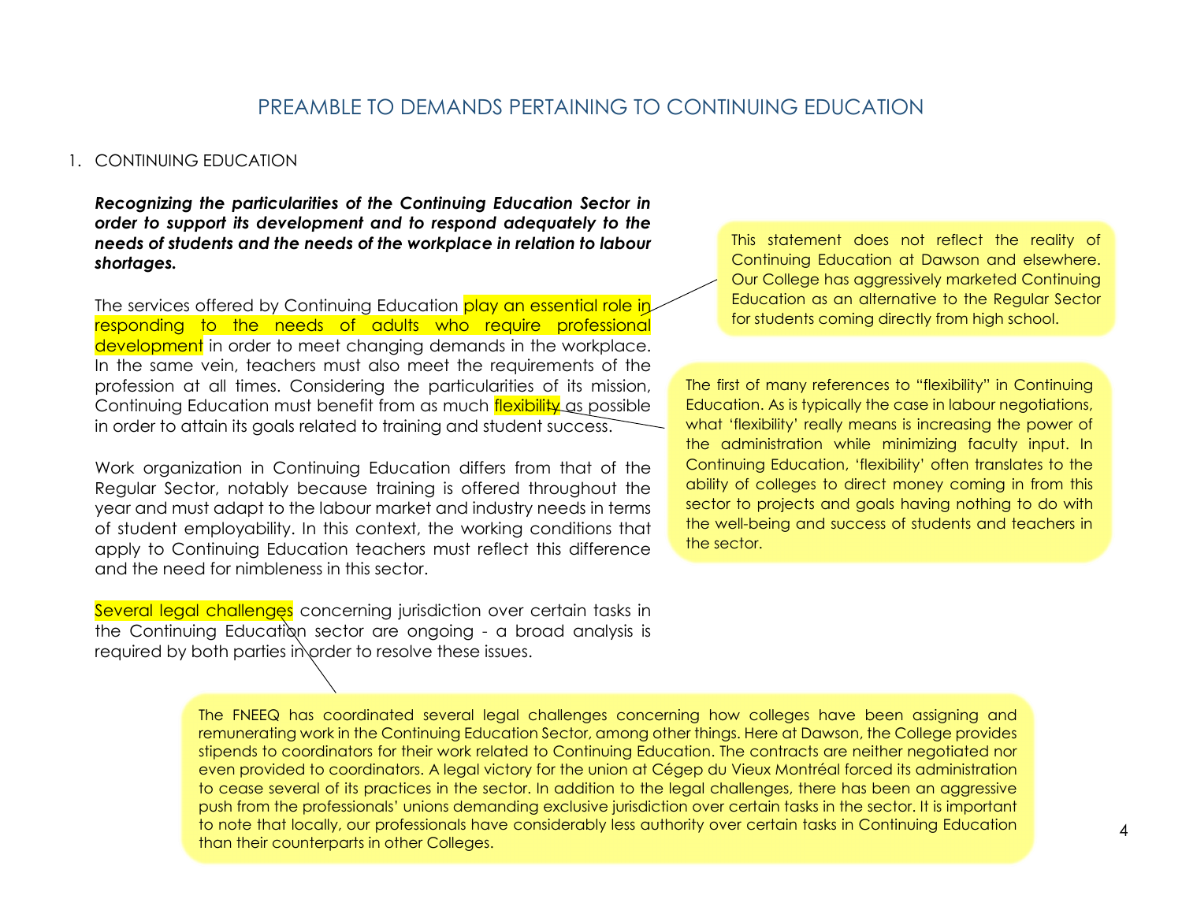# PREAMBLE TO DEMANDS PERTAINING TO CONTINUING EDUCATION

1. CONTINUING EDUCATION

***Recognizing the particularities of the Continuing Education Sector in order to support its development and to respond adequately to the needs of students and the needs of the workplace in relation to labour shortages.***

The services offered by Continuing Education play an essential role in responding to the needs of adults who require professional development in order to meet changing demands in the workplace. In the same vein, teachers must also meet the requirements of the profession at all times. Considering the particularities of its mission, Continuing Education must benefit from as much flexibility as possible in order to attain its goals related to training and student success.

> This statement does not reflect the reality of Continuing Education at Dawson and elsewhere. Our College has aggressively marketed Continuing Education as an alternative to the Regular Sector for students coming directly from high school.

> The first of many references to "flexibility" in Continuing Education. As is typically the case in labour negotiations, what 'flexibility' really means is increasing the power of the administration while minimizing faculty input. In Continuing Education, 'flexibility' often translates to the ability of colleges to direct money coming in from this sector to projects and goals having nothing to do with the well-being and success of students and teachers in the sector.

Work organization in Continuing Education differs from that of the Regular Sector, notably because training is offered throughout the year and must adapt to the labour market and industry needs in terms of student employability. In this context, the working conditions that apply to Continuing Education teachers must reflect this difference and the need for nimbleness in this sector.

Several legal challenges concerning jurisdiction over certain tasks in the Continuing Education sector are ongoing - a broad analysis is required by both parties in order to resolve these issues.

> The FNEEQ has coordinated several legal challenges concerning how colleges have been assigning and remunerating work in the Continuing Education Sector, among other things. Here at Dawson, the College provides stipends to coordinators for their work related to Continuing Education. The contracts are neither negotiated nor even provided to coordinators. A legal victory for the union at Cégep du Vieux Montréal forced its administration to cease several of its practices in the sector. In addition to the legal challenges, there has been an aggressive push from the professionals' unions demanding exclusive jurisdiction over certain tasks in the sector. It is important to note that locally, our professionals have considerably less authority over certain tasks in Continuing Education than their counterparts in other Colleges.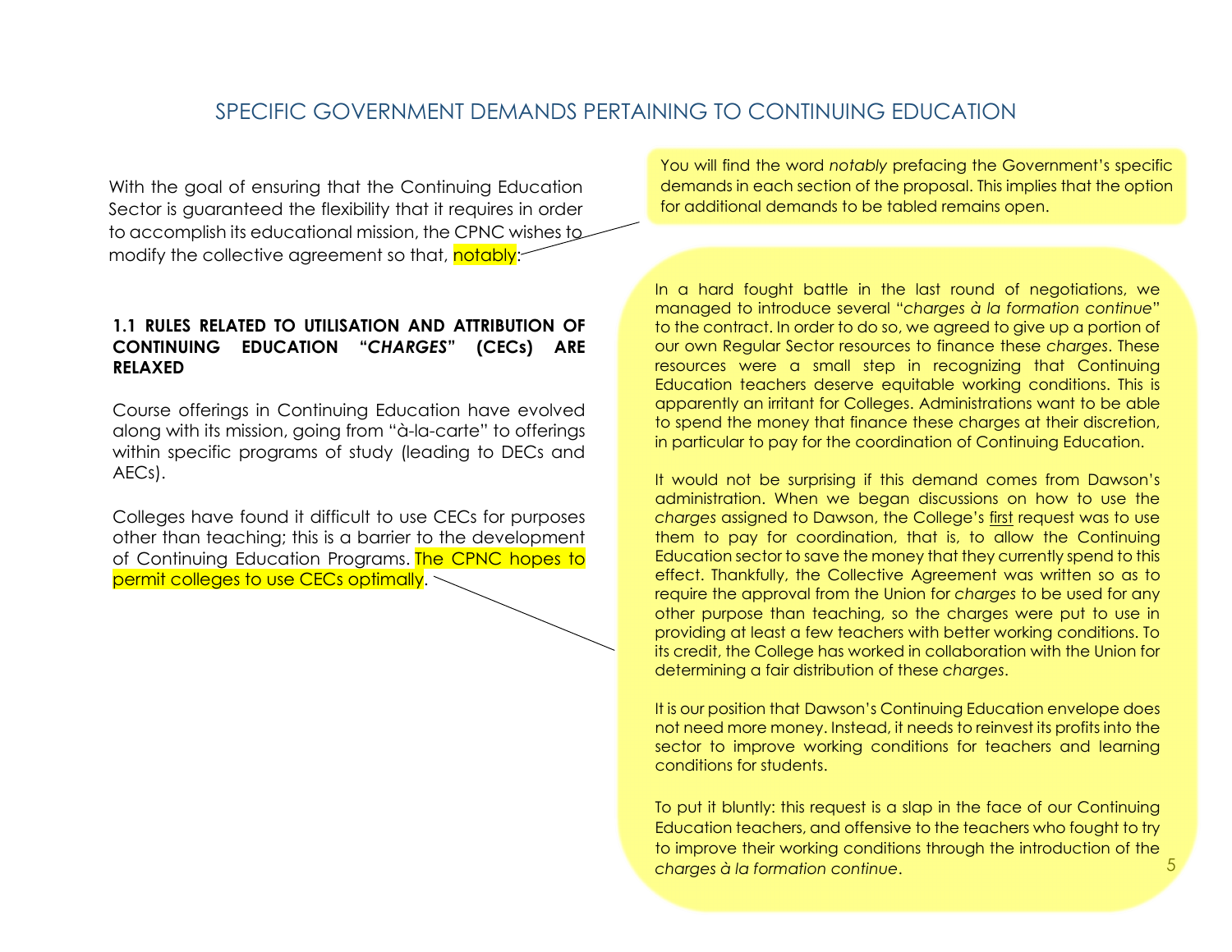## SPECIFIC GOVERNMENT DEMANDS PERTAINING TO CONTINUING EDUCATION

With the goal of ensuring that the Continuing Education Sector is guaranteed the flexibility that it requires in order to accomplish its educational mission, the CPNC wishes to modify the collective agreement so that, notably:

> You will find the word *notably* prefacing the Government's specific demands in each section of the proposal. This implies that the option for additional demands to be tabled remains open.

**1.1 RULES RELATED TO UTILISATION AND ATTRIBUTION OF CONTINUING EDUCATION "*CHARGES*" (CECs) ARE RELAXED**

Course offerings in Continuing Education have evolved along with its mission, going from "à-la-carte" to offerings within specific programs of study (leading to DECs and AECs).

Colleges have found it difficult to use CECs for purposes other than teaching; this is a barrier to the development of Continuing Education Programs. The CPNC hopes to permit colleges to use CECs optimally.

> In a hard fought battle in the last round of negotiations, we managed to introduce several "*charges à la formation continue*" to the contract. In order to do so, we agreed to give up a portion of our own Regular Sector resources to finance these *charges*. These resources were a small step in recognizing that Continuing Education teachers deserve equitable working conditions. This is apparently an irritant for Colleges. Administrations want to be able to spend the money that finance these charges at their discretion, in particular to pay for the coordination of Continuing Education.
>
> It would not be surprising if this demand comes from Dawson's administration. When we began discussions on how to use the *charges* assigned to Dawson, the College's first request was to use them to pay for coordination, that is, to allow the Continuing Education sector to save the money that they currently spend to this effect. Thankfully, the Collective Agreement was written so as to require the approval from the Union for *charges* to be used for any other purpose than teaching, so the charges were put to use in providing at least a few teachers with better working conditions. To its credit, the College has worked in collaboration with the Union for determining a fair distribution of these *charges*.
>
> It is our position that Dawson's Continuing Education envelope does not need more money. Instead, it needs to reinvest its profits into the sector to improve working conditions for teachers and learning conditions for students.
>
> To put it bluntly: this request is a slap in the face of our Continuing Education teachers, and offensive to the teachers who fought to try to improve their working conditions through the introduction of the *charges à la formation continue*.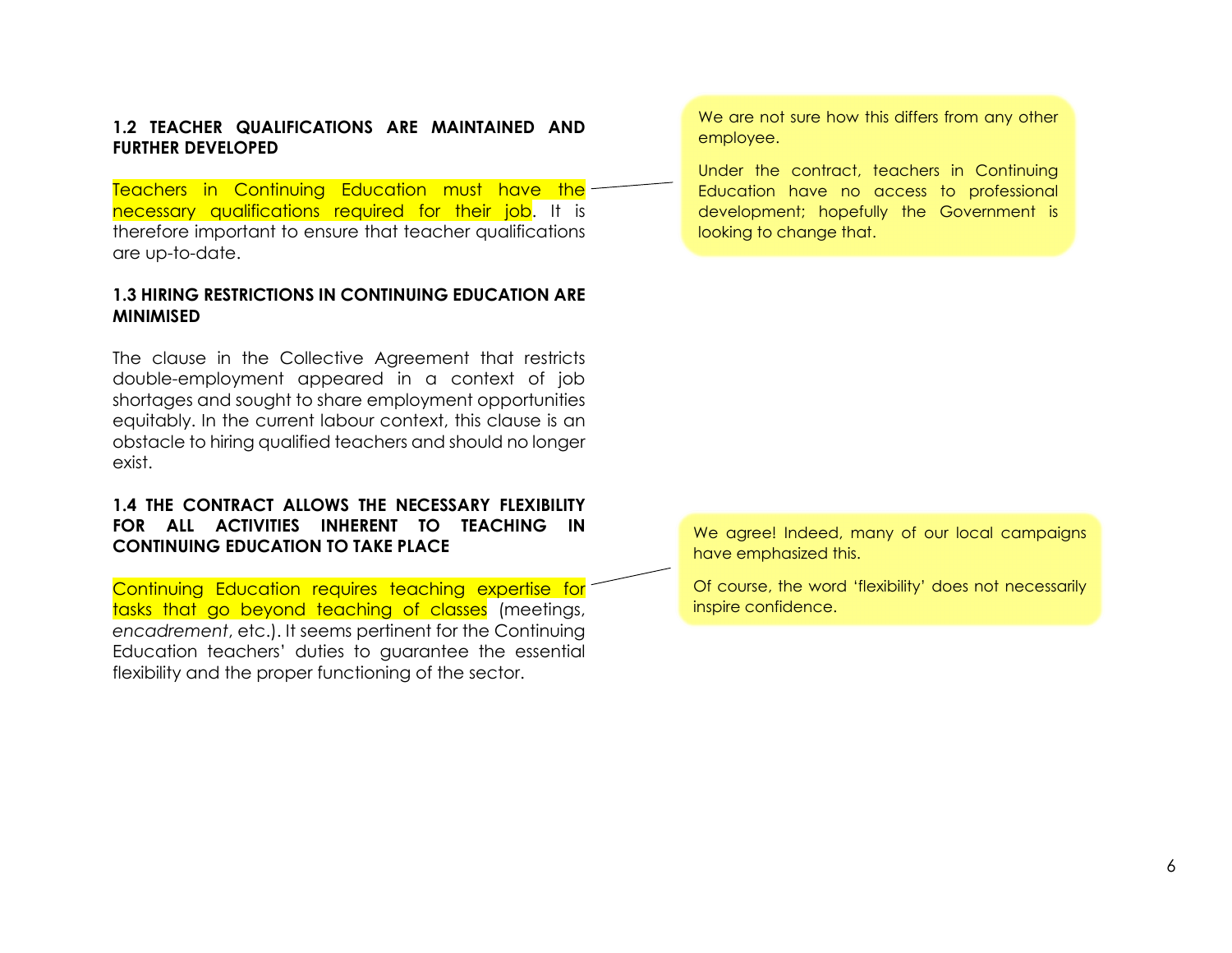### 1.2 TEACHER QUALIFICATIONS ARE MAINTAINED AND FURTHER DEVELOPED

Teachers in Continuing Education must have the necessary qualifications required for their job. It is therefore important to ensure that teacher qualifications are up-to-date.

> We are not sure how this differs from any other employee.
>
> Under the contract, teachers in Continuing Education have no access to professional development; hopefully the Government is looking to change that.

### 1.3 HIRING RESTRICTIONS IN CONTINUING EDUCATION ARE MINIMISED

The clause in the Collective Agreement that restricts double-employment appeared in a context of job shortages and sought to share employment opportunities equitably. In the current labour context, this clause is an obstacle to hiring qualified teachers and should no longer exist.

### 1.4 THE CONTRACT ALLOWS THE NECESSARY FLEXIBILITY FOR ALL ACTIVITIES INHERENT TO TEACHING IN CONTINUING EDUCATION TO TAKE PLACE

Continuing Education requires teaching expertise for tasks that go beyond teaching of classes (meetings, *encadrement*, etc.). It seems pertinent for the Continuing Education teachers' duties to guarantee the essential flexibility and the proper functioning of the sector.

> We agree! Indeed, many of our local campaigns have emphasized this.
>
> Of course, the word 'flexibility' does not necessarily inspire confidence.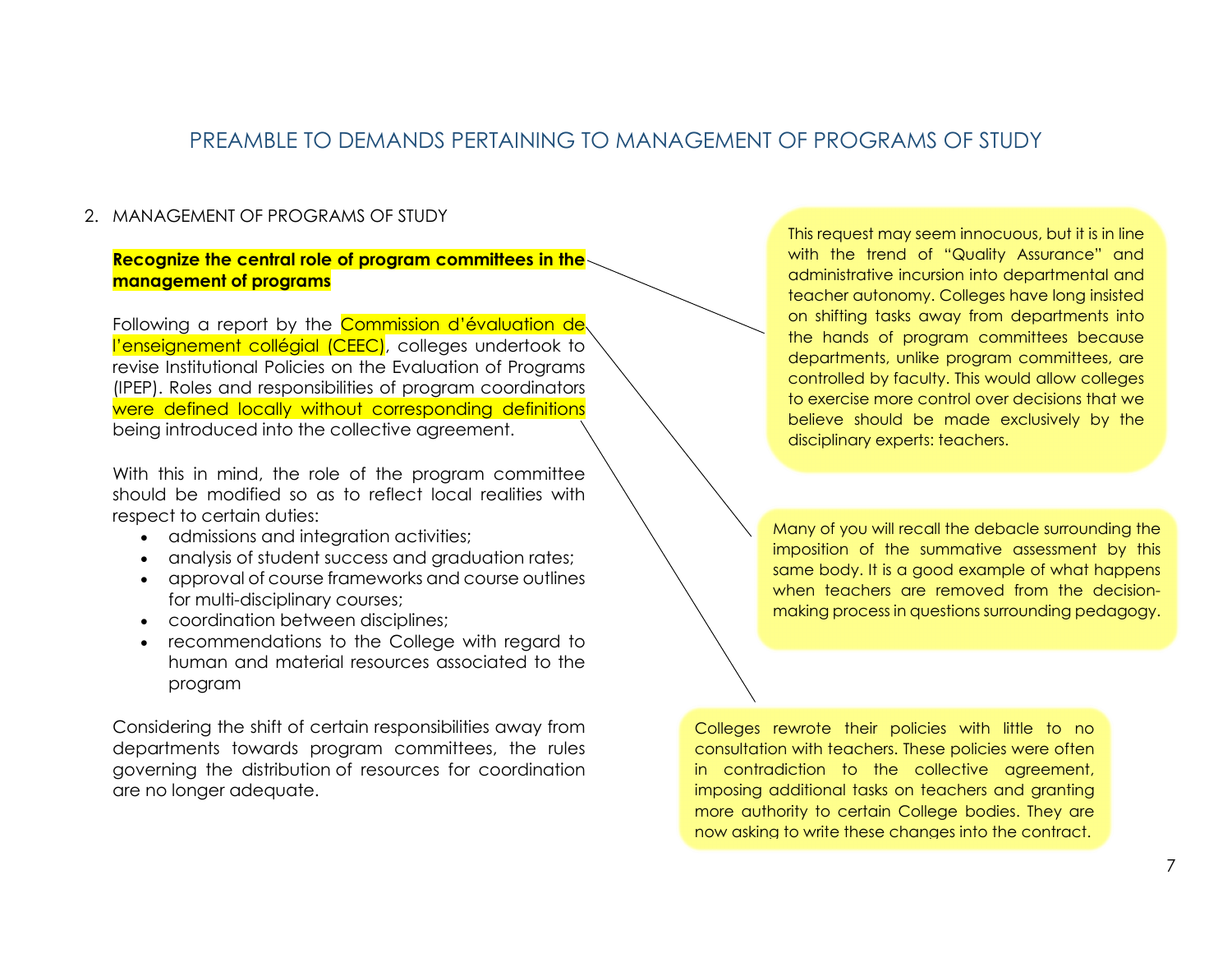# PREAMBLE TO DEMANDS PERTAINING TO MANAGEMENT OF PROGRAMS OF STUDY

2. MANAGEMENT OF PROGRAMS OF STUDY

**Recognize the central role of program committees in the management of programs**

Following a report by the Commission d'évaluation de l'enseignement collégial (CEEC), colleges undertook to revise Institutional Policies on the Evaluation of Programs (IPEP). Roles and responsibilities of program coordinators were defined locally without corresponding definitions being introduced into the collective agreement.

With this in mind, the role of the program committee should be modified so as to reflect local realities with respect to certain duties:

- admissions and integration activities;
- analysis of student success and graduation rates;
- approval of course frameworks and course outlines for multi-disciplinary courses;
- coordination between disciplines;
- recommendations to the College with regard to human and material resources associated to the program

Considering the shift of certain responsibilities away from departments towards program committees, the rules governing the distribution of resources for coordination are no longer adequate.

> This request may seem innocuous, but it is in line with the trend of "Quality Assurance" and administrative incursion into departmental and teacher autonomy. Colleges have long insisted on shifting tasks away from departments into the hands of program committees because departments, unlike program committees, are controlled by faculty. This would allow colleges to exercise more control over decisions that we believe should be made exclusively by the disciplinary experts: teachers.

> Many of you will recall the debacle surrounding the imposition of the summative assessment by this same body. It is a good example of what happens when teachers are removed from the decision-making process in questions surrounding pedagogy.

> Colleges rewrote their policies with little to no consultation with teachers. These policies were often in contradiction to the collective agreement, imposing additional tasks on teachers and granting more authority to certain College bodies. They are now asking to write these changes into the contract.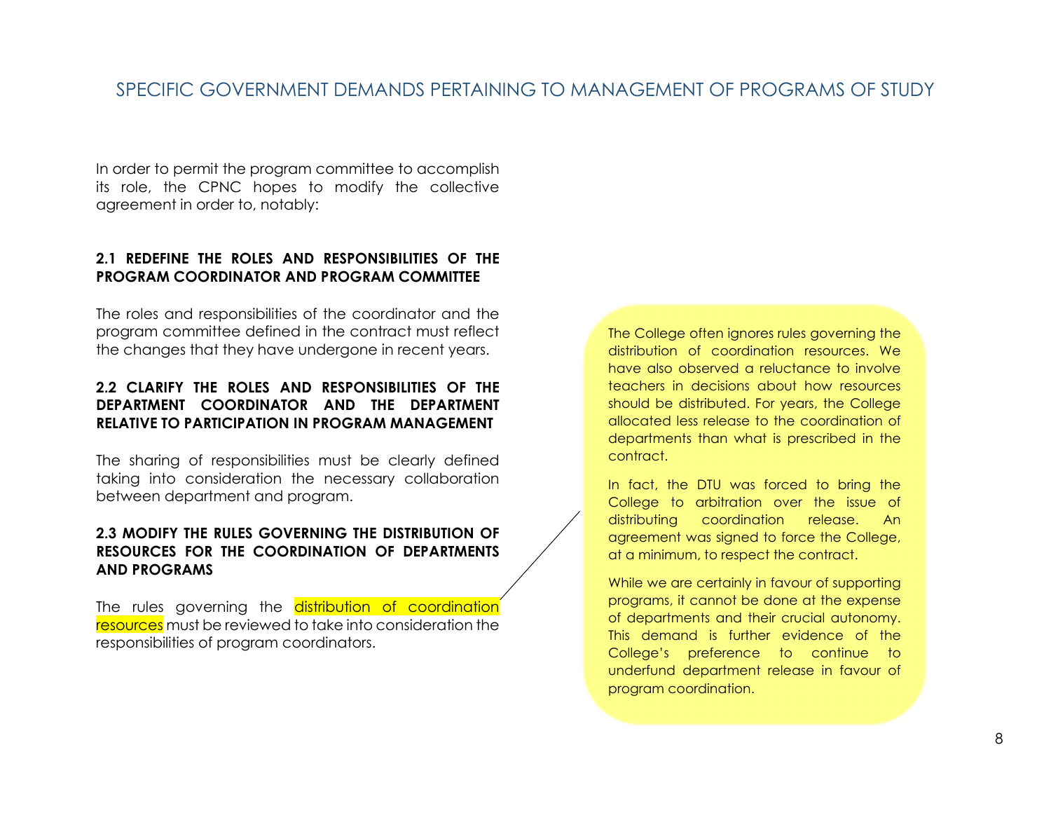# SPECIFIC GOVERNMENT DEMANDS PERTAINING TO MANAGEMENT OF PROGRAMS OF STUDY

In order to permit the program committee to accomplish its role, the CPNC hopes to modify the collective agreement in order to, notably:

### 2.1 REDEFINE THE ROLES AND RESPONSIBILITIES OF THE PROGRAM COORDINATOR AND PROGRAM COMMITTEE

The roles and responsibilities of the coordinator and the program committee defined in the contract must reflect the changes that they have undergone in recent years.

### 2.2 CLARIFY THE ROLES AND RESPONSIBILITIES OF THE DEPARTMENT COORDINATOR AND THE DEPARTMENT RELATIVE TO PARTICIPATION IN PROGRAM MANAGEMENT

The sharing of responsibilities must be clearly defined taking into consideration the necessary collaboration between department and program.

### 2.3 MODIFY THE RULES GOVERNING THE DISTRIBUTION OF RESOURCES FOR THE COORDINATION OF DEPARTMENTS AND PROGRAMS

The rules governing the distribution of coordination resources must be reviewed to take into consideration the responsibilities of program coordinators.

The College often ignores rules governing the distribution of coordination resources. We have also observed a reluctance to involve teachers in decisions about how resources should be distributed. For years, the College allocated less release to the coordination of departments than what is prescribed in the contract.

In fact, the DTU was forced to bring the College to arbitration over the issue of distributing coordination release. An agreement was signed to force the College, at a minimum, to respect the contract.

While we are certainly in favour of supporting programs, it cannot be done at the expense of departments and their crucial autonomy. This demand is further evidence of the College's preference to continue to underfund department release in favour of program coordination.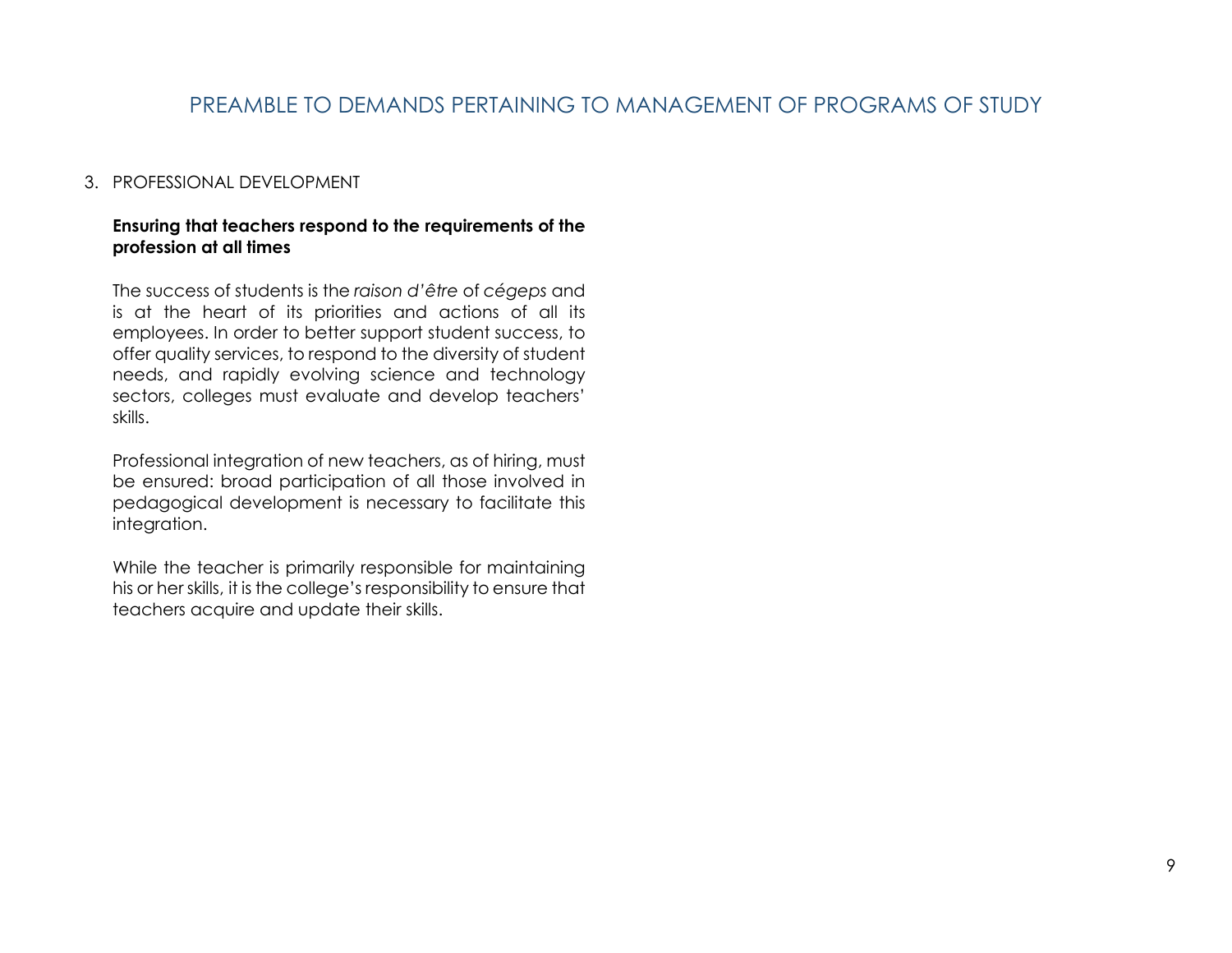# PREAMBLE TO DEMANDS PERTAINING TO MANAGEMENT OF PROGRAMS OF STUDY

## 3. PROFESSIONAL DEVELOPMENT

**Ensuring that teachers respond to the requirements of the profession at all times**

The success of students is the *raison d'être* of *cégeps* and is at the heart of its priorities and actions of all its employees. In order to better support student success, to offer quality services, to respond to the diversity of student needs, and rapidly evolving science and technology sectors, colleges must evaluate and develop teachers' skills.

Professional integration of new teachers, as of hiring, must be ensured: broad participation of all those involved in pedagogical development is necessary to facilitate this integration.

While the teacher is primarily responsible for maintaining his or her skills, it is the college's responsibility to ensure that teachers acquire and update their skills.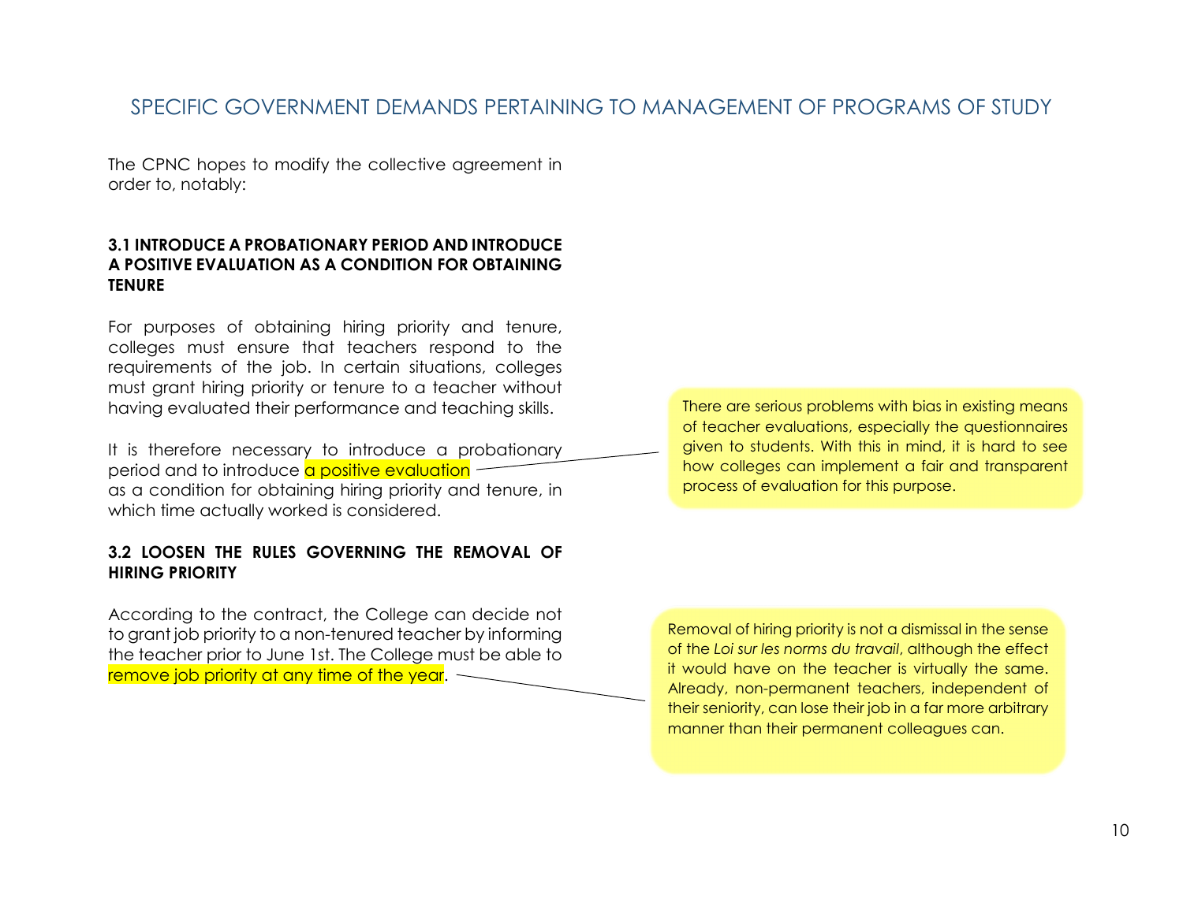## SPECIFIC GOVERNMENT DEMANDS PERTAINING TO MANAGEMENT OF PROGRAMS OF STUDY

The CPNC hopes to modify the collective agreement in order to, notably:

### 3.1 INTRODUCE A PROBATIONARY PERIOD AND INTRODUCE A POSITIVE EVALUATION AS A CONDITION FOR OBTAINING TENURE

For purposes of obtaining hiring priority and tenure, colleges must ensure that teachers respond to the requirements of the job. In certain situations, colleges must grant hiring priority or tenure to a teacher without having evaluated their performance and teaching skills.

It is therefore necessary to introduce a probationary period and to introduce a positive evaluation as a condition for obtaining hiring priority and tenure, in which time actually worked is considered.

> There are serious problems with bias in existing means of teacher evaluations, especially the questionnaires given to students. With this in mind, it is hard to see how colleges can implement a fair and transparent process of evaluation for this purpose.

### 3.2 LOOSEN THE RULES GOVERNING THE REMOVAL OF HIRING PRIORITY

According to the contract, the College can decide not to grant job priority to a non-tenured teacher by informing the teacher prior to June 1st. The College must be able to remove job priority at any time of the year.

> Removal of hiring priority is not a dismissal in the sense of the *Loi sur les norms du travail*, although the effect it would have on the teacher is virtually the same. Already, non-permanent teachers, independent of their seniority, can lose their job in a far more arbitrary manner than their permanent colleagues can.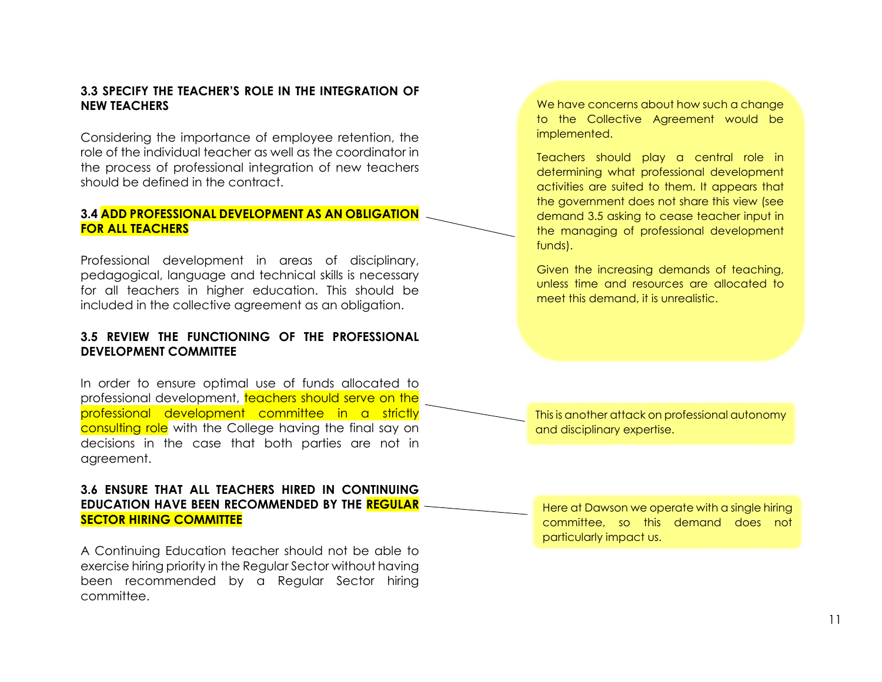### 3.3 SPECIFY THE TEACHER'S ROLE IN THE INTEGRATION OF NEW TEACHERS

Considering the importance of employee retention, the role of the individual teacher as well as the coordinator in the process of professional integration of new teachers should be defined in the contract.

### 3.4 ADD PROFESSIONAL DEVELOPMENT AS AN OBLIGATION FOR ALL TEACHERS

Professional development in areas of disciplinary, pedagogical, language and technical skills is necessary for all teachers in higher education. This should be included in the collective agreement as an obligation.

> We have concerns about how such a change to the Collective Agreement would be implemented.
>
> Teachers should play a central role in determining what professional development activities are suited to them. It appears that the government does not share this view (see demand 3.5 asking to cease teacher input in the managing of professional development funds).
>
> Given the increasing demands of teaching, unless time and resources are allocated to meet this demand, it is unrealistic.

### 3.5 REVIEW THE FUNCTIONING OF THE PROFESSIONAL DEVELOPMENT COMMITTEE

In order to ensure optimal use of funds allocated to professional development, teachers should serve on the professional development committee in a strictly consulting role with the College having the final say on decisions in the case that both parties are not in agreement.

> This is another attack on professional autonomy and disciplinary expertise.

### 3.6 ENSURE THAT ALL TEACHERS HIRED IN CONTINUING EDUCATION HAVE BEEN RECOMMENDED BY THE REGULAR SECTOR HIRING COMMITTEE

A Continuing Education teacher should not be able to exercise hiring priority in the Regular Sector without having been recommended by a Regular Sector hiring committee.

> Here at Dawson we operate with a single hiring committee, so this demand does not particularly impact us.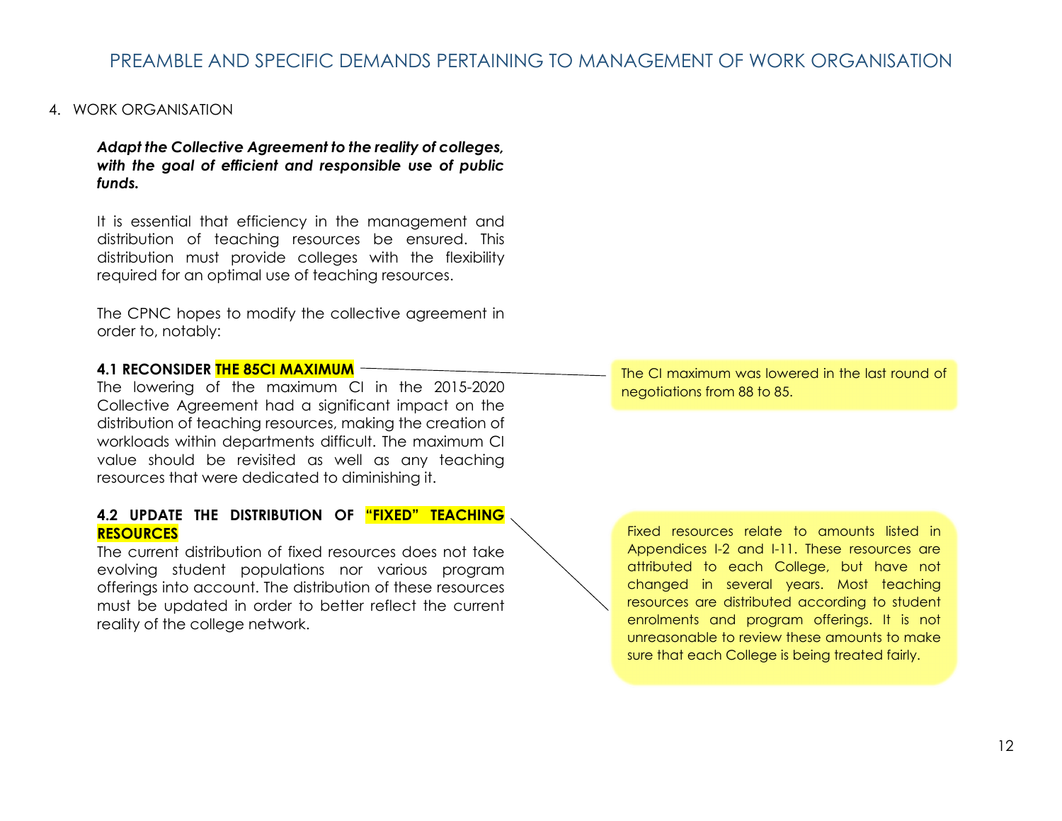# PREAMBLE AND SPECIFIC DEMANDS PERTAINING TO MANAGEMENT OF WORK ORGANISATION

## 4. WORK ORGANISATION

***Adapt the Collective Agreement to the reality of colleges, with the goal of efficient and responsible use of public funds.***

It is essential that efficiency in the management and distribution of teaching resources be ensured. This distribution must provide colleges with the flexibility required for an optimal use of teaching resources.

The CPNC hopes to modify the collective agreement in order to, notably:

### 4.1 RECONSIDER THE 85CI MAXIMUM

The lowering of the maximum CI in the 2015-2020 Collective Agreement had a significant impact on the distribution of teaching resources, making the creation of workloads within departments difficult. The maximum CI value should be revisited as well as any teaching resources that were dedicated to diminishing it.

> The CI maximum was lowered in the last round of negotiations from 88 to 85.

### 4.2 UPDATE THE DISTRIBUTION OF "FIXED" TEACHING RESOURCES

The current distribution of fixed resources does not take evolving student populations nor various program offerings into account. The distribution of these resources must be updated in order to better reflect the current reality of the college network.

> Fixed resources relate to amounts listed in Appendices I-2 and I-11. These resources are attributed to each College, but have not changed in several years. Most teaching resources are distributed according to student enrolments and program offerings. It is not unreasonable to review these amounts to make sure that each College is being treated fairly.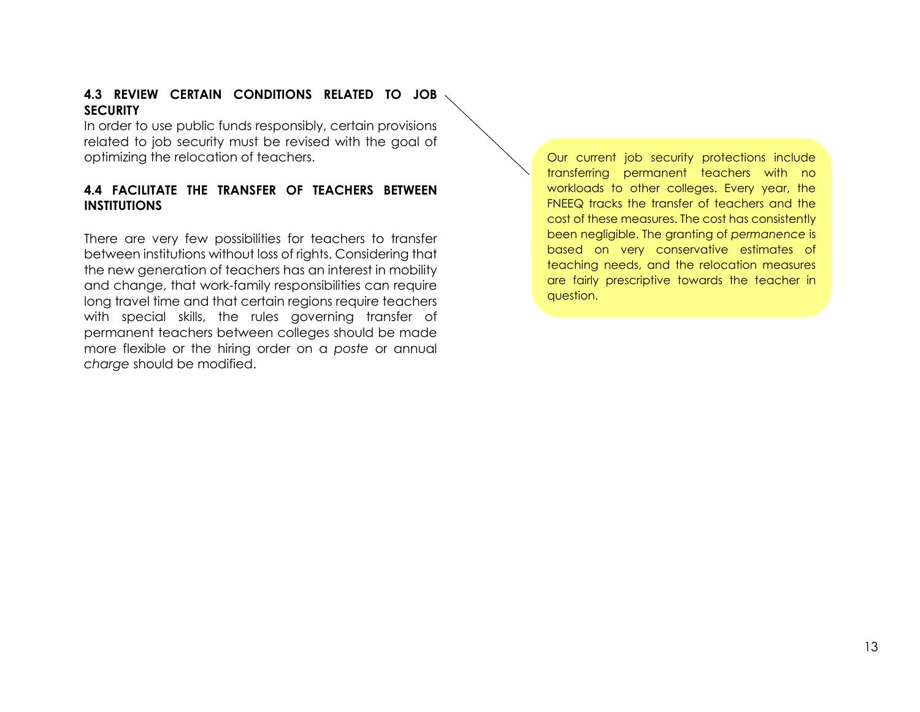**4.3 REVIEW CERTAIN CONDITIONS RELATED TO JOB SECURITY**

In order to use public funds responsibly, certain provisions related to job security must be revised with the goal of optimizing the relocation of teachers.

> Our current job security protections include transferring permanent teachers with no workloads to other colleges. Every year, the FNEEQ tracks the transfer of teachers and the cost of these measures. The cost has consistently been negligible. The granting of *permanence* is based on very conservative estimates of teaching needs, and the relocation measures are fairly prescriptive towards the teacher in question.

**4.4 FACILITATE THE TRANSFER OF TEACHERS BETWEEN INSTITUTIONS**

There are very few possibilities for teachers to transfer between institutions without loss of rights. Considering that the new generation of teachers has an interest in mobility and change, that work-family responsibilities can require long travel time and that certain regions require teachers with special skills, the rules governing transfer of permanent teachers between colleges should be made more flexible or the hiring order on a *poste* or annual *charge* should be modified.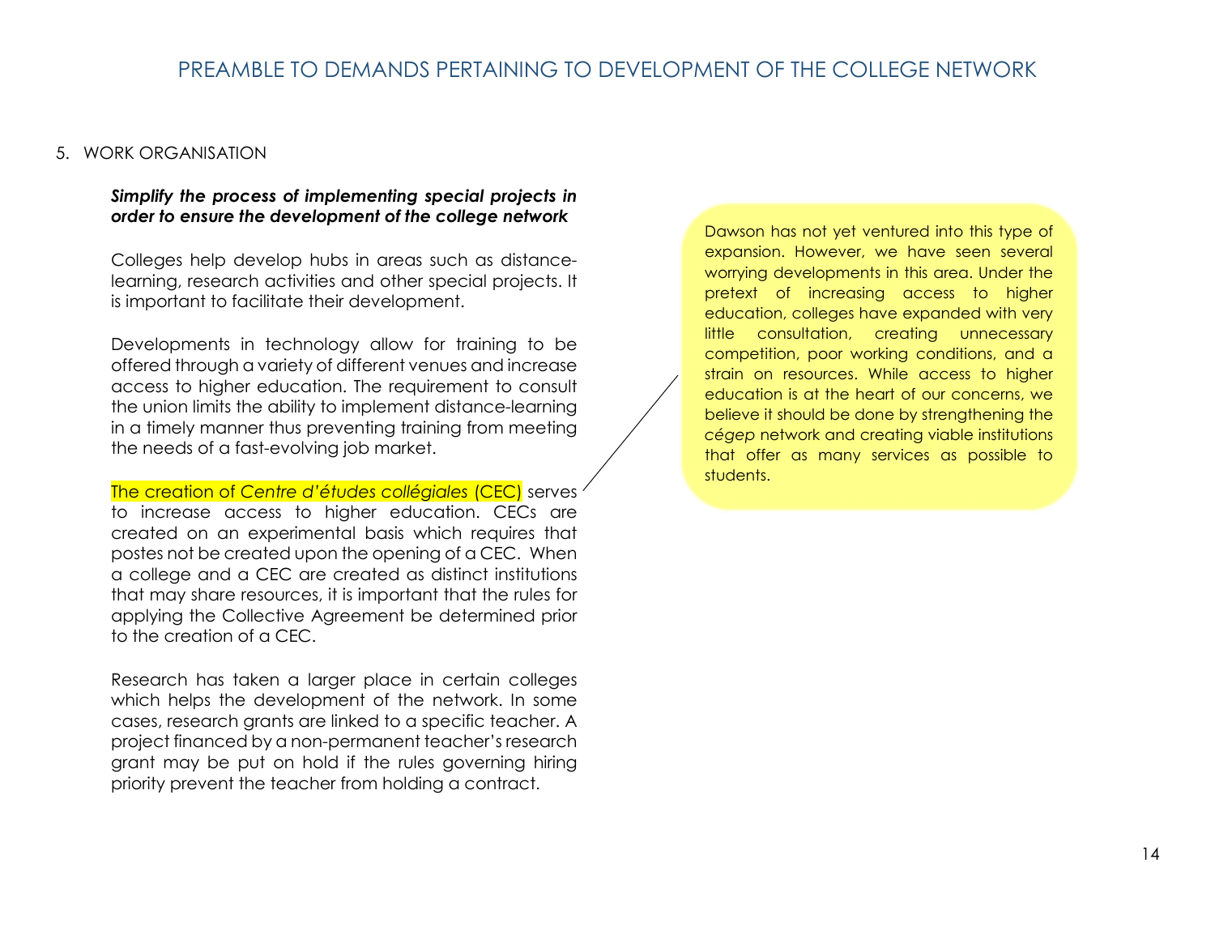# PREAMBLE TO DEMANDS PERTAINING TO DEVELOPMENT OF THE COLLEGE NETWORK

5. WORK ORGANISATION

***Simplify the process of implementing special projects in order to ensure the development of the college network***

Colleges help develop hubs in areas such as distance-learning, research activities and other special projects. It is important to facilitate their development.

Developments in technology allow for training to be offered through a variety of different venues and increase access to higher education. The requirement to consult the union limits the ability to implement distance-learning in a timely manner thus preventing training from meeting the needs of a fast-evolving job market.

The creation of *Centre d'études collégiales* (CEC) serves to increase access to higher education. CECs are created on an experimental basis which requires that postes not be created upon the opening of a CEC. When a college and a CEC are created as distinct institutions that may share resources, it is important that the rules for applying the Collective Agreement be determined prior to the creation of a CEC.

Research has taken a larger place in certain colleges which helps the development of the network. In some cases, research grants are linked to a specific teacher. A project financed by a non-permanent teacher's research grant may be put on hold if the rules governing hiring priority prevent the teacher from holding a contract.

> Dawson has not yet ventured into this type of expansion. However, we have seen several worrying developments in this area. Under the pretext of increasing access to higher education, colleges have expanded with very little consultation, creating unnecessary competition, poor working conditions, and a strain on resources. While access to higher education is at the heart of our concerns, we believe it should be done by strengthening the *cégep* network and creating viable institutions that offer as many services as possible to students.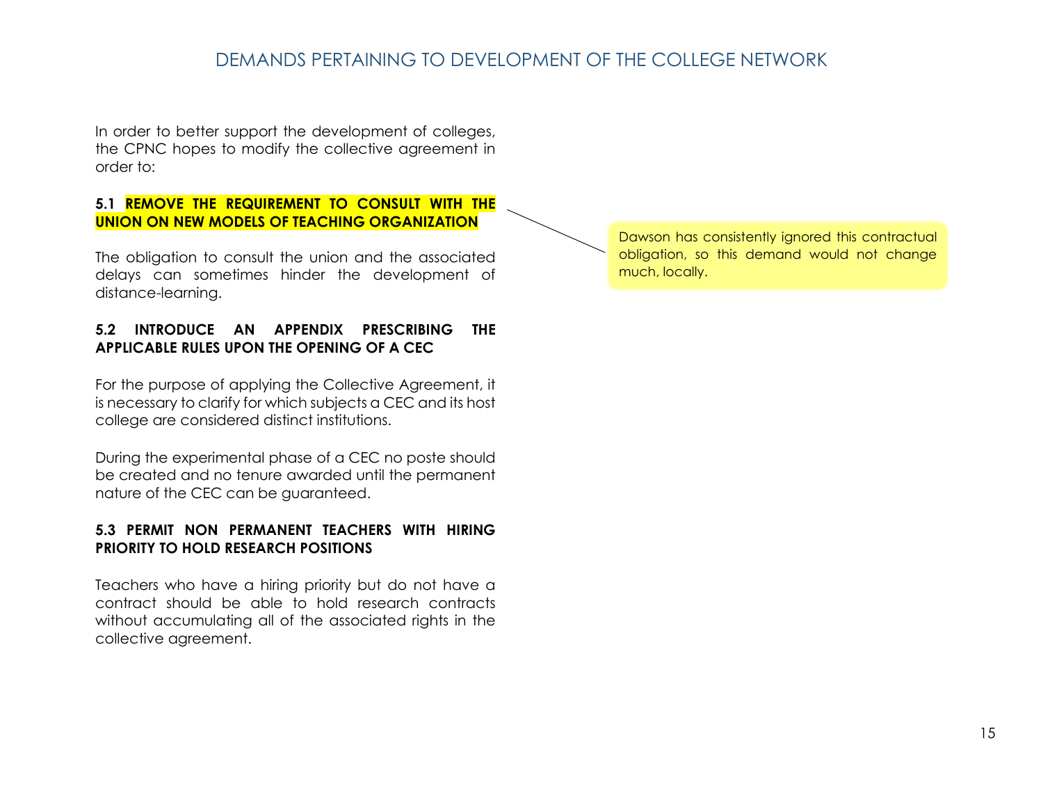## DEMANDS PERTAINING TO DEVELOPMENT OF THE COLLEGE NETWORK

In order to better support the development of colleges, the CPNC hopes to modify the collective agreement in order to:

### 5.1 REMOVE THE REQUIREMENT TO CONSULT WITH THE UNION ON NEW MODELS OF TEACHING ORGANIZATION

The obligation to consult the union and the associated delays can sometimes hinder the development of distance-learning.

> Dawson has consistently ignored this contractual obligation, so this demand would not change much, locally.

### 5.2 INTRODUCE AN APPENDIX PRESCRIBING THE APPLICABLE RULES UPON THE OPENING OF A CEC

For the purpose of applying the Collective Agreement, it is necessary to clarify for which subjects a CEC and its host college are considered distinct institutions.

During the experimental phase of a CEC no poste should be created and no tenure awarded until the permanent nature of the CEC can be guaranteed.

### 5.3 PERMIT NON PERMANENT TEACHERS WITH HIRING PRIORITY TO HOLD RESEARCH POSITIONS

Teachers who have a hiring priority but do not have a contract should be able to hold research contracts without accumulating all of the associated rights in the collective agreement.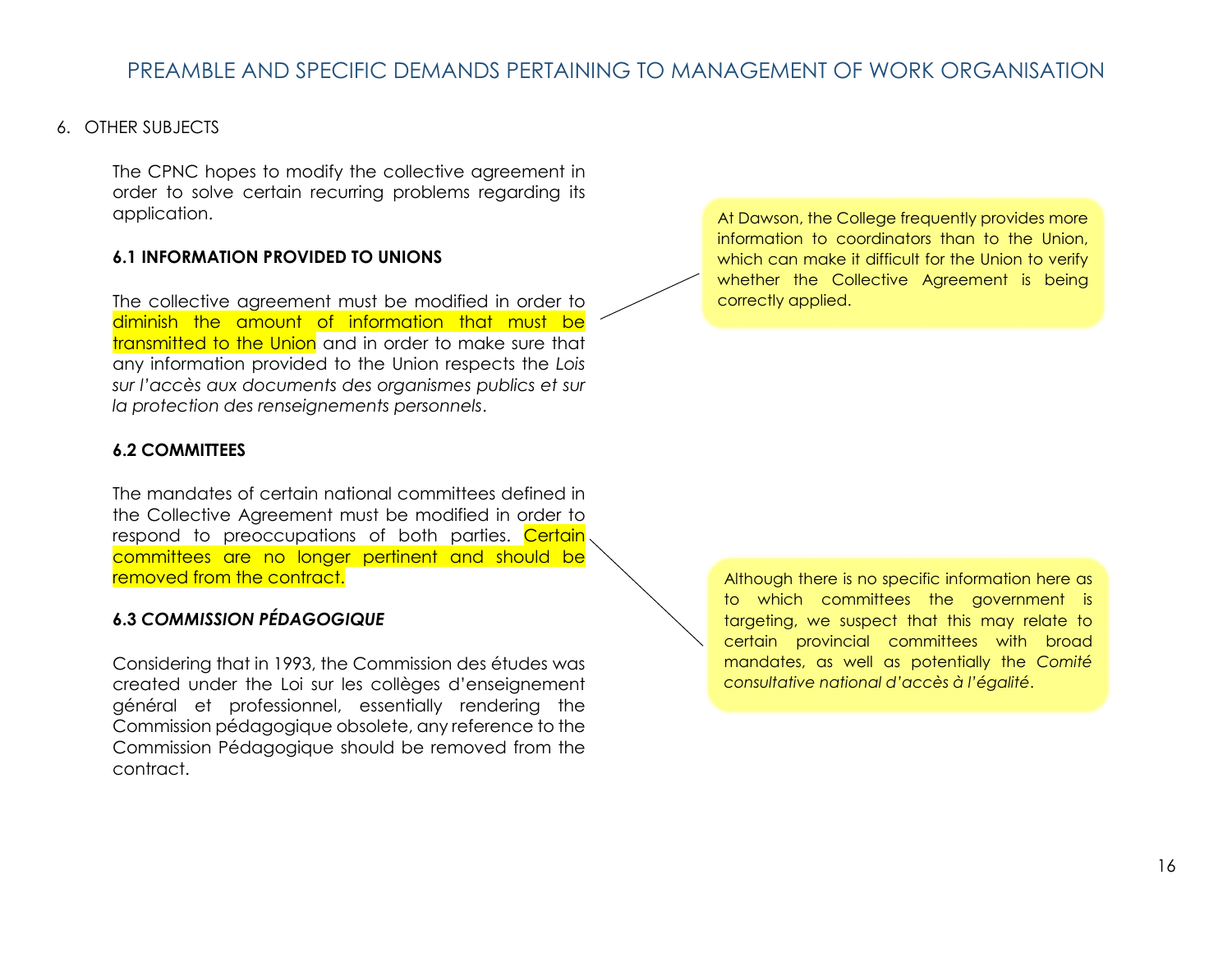## 6. OTHER SUBJECTS

The CPNC hopes to modify the collective agreement in order to solve certain recurring problems regarding its application.

### 6.1 INFORMATION PROVIDED TO UNIONS

The collective agreement must be modified in order to diminish the amount of information that must be transmitted to the Union and in order to make sure that any information provided to the Union respects the *Lois sur l'accès aux documents des organismes publics et sur la protection des renseignements personnels*.

> At Dawson, the College frequently provides more information to coordinators than to the Union, which can make it difficult for the Union to verify whether the Collective Agreement is being correctly applied.

### 6.2 COMMITTEES

The mandates of certain national committees defined in the Collective Agreement must be modified in order to respond to preoccupations of both parties. Certain committees are no longer pertinent and should be removed from the contract.

> Although there is no specific information here as to which committees the government is targeting, we suspect that this may relate to certain provincial committees with broad mandates, as well as potentially the *Comité consultative national d'accès à l'égalité*.

### 6.3 *COMMISSION PÉDAGOGIQUE*

Considering that in 1993, the Commission des études was created under the Loi sur les collèges d'enseignement général et professionnel, essentially rendering the Commission pédagogique obsolete, any reference to the Commission Pédagogique should be removed from the contract.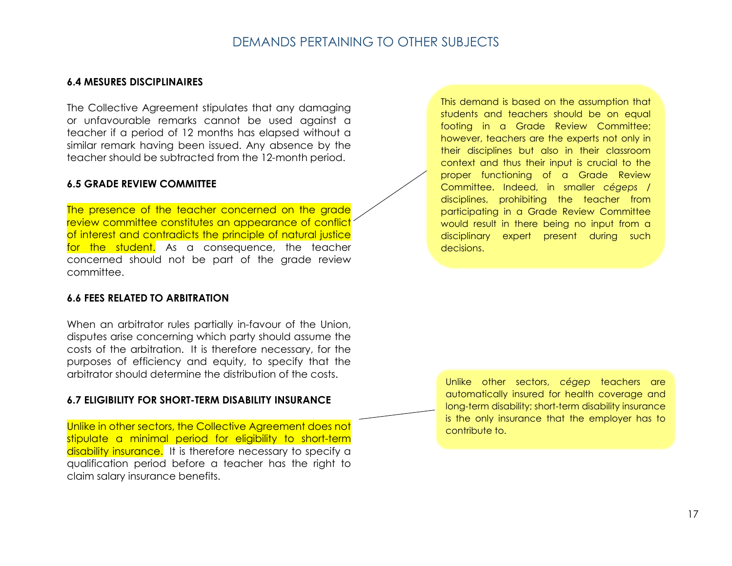## DEMANDS PERTAINING TO OTHER SUBJECTS

### 6.4 MESURES DISCIPLINAIRES

The Collective Agreement stipulates that any damaging or unfavourable remarks cannot be used against a teacher if a period of 12 months has elapsed without a similar remark having been issued. Any absence by the teacher should be subtracted from the 12-month period.

### 6.5 GRADE REVIEW COMMITTEE

The presence of the teacher concerned on the grade review committee constitutes an appearance of conflict of interest and contradicts the principle of natural justice for the student. As a consequence, the teacher concerned should not be part of the grade review committee.

> This demand is based on the assumption that students and teachers should be on equal footing in a Grade Review Committee; however, teachers are the experts not only in their disciplines but also in their classroom context and thus their input is crucial to the proper functioning of a Grade Review Committee. Indeed, in smaller *cégeps* / disciplines, prohibiting the teacher from participating in a Grade Review Committee would result in there being no input from a disciplinary expert present during such decisions.

### 6.6 FEES RELATED TO ARBITRATION

When an arbitrator rules partially in-favour of the Union, disputes arise concerning which party should assume the costs of the arbitration. It is therefore necessary, for the purposes of efficiency and equity, to specify that the arbitrator should determine the distribution of the costs.

### 6.7 ELIGIBILITY FOR SHORT-TERM DISABILITY INSURANCE

Unlike in other sectors, the Collective Agreement does not stipulate a minimal period for eligibility to short-term disability insurance. It is therefore necessary to specify a qualification period before a teacher has the right to claim salary insurance benefits.

> Unlike other sectors, *cégep* teachers are automatically insured for health coverage and long-term disability; short-term disability insurance is the only insurance that the employer has to contribute to.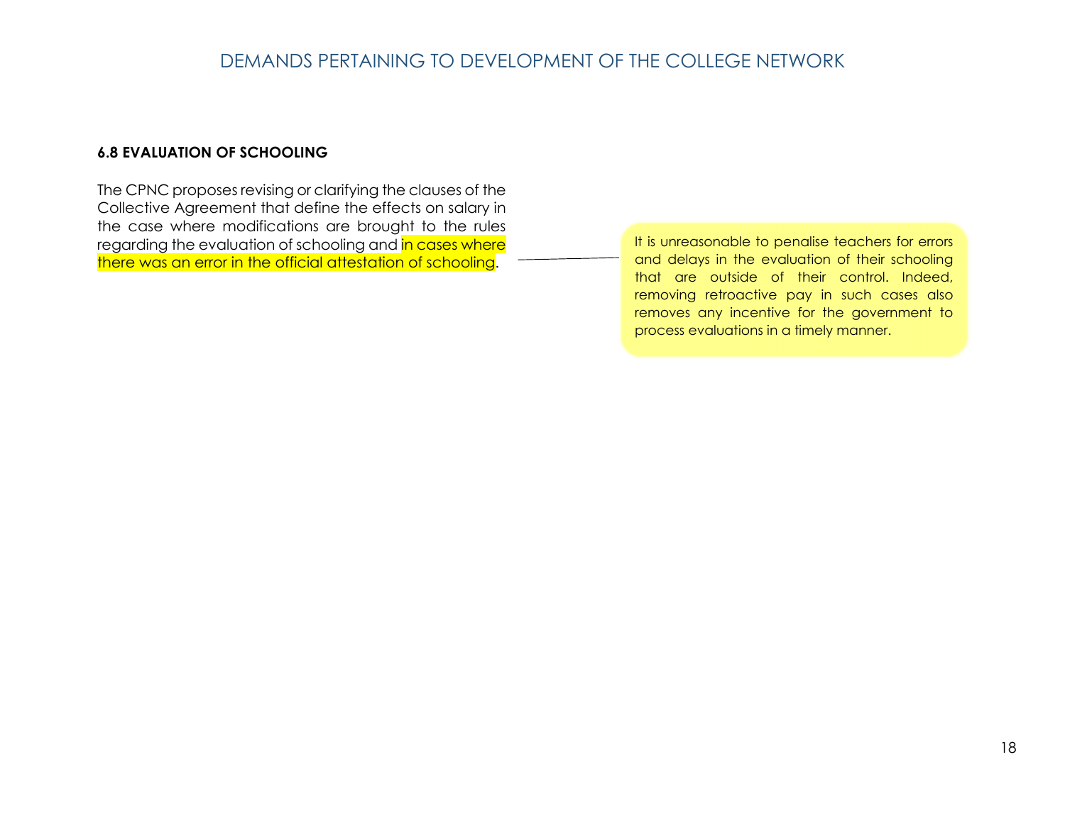### 6.8 EVALUATION OF SCHOOLING

The CPNC proposes revising or clarifying the clauses of the Collective Agreement that define the effects on salary in the case where modifications are brought to the rules regarding the evaluation of schooling and in cases where there was an error in the official attestation of schooling.

It is unreasonable to penalise teachers for errors and delays in the evaluation of their schooling that are outside of their control. Indeed, removing retroactive pay in such cases also removes any incentive for the government to process evaluations in a timely manner.